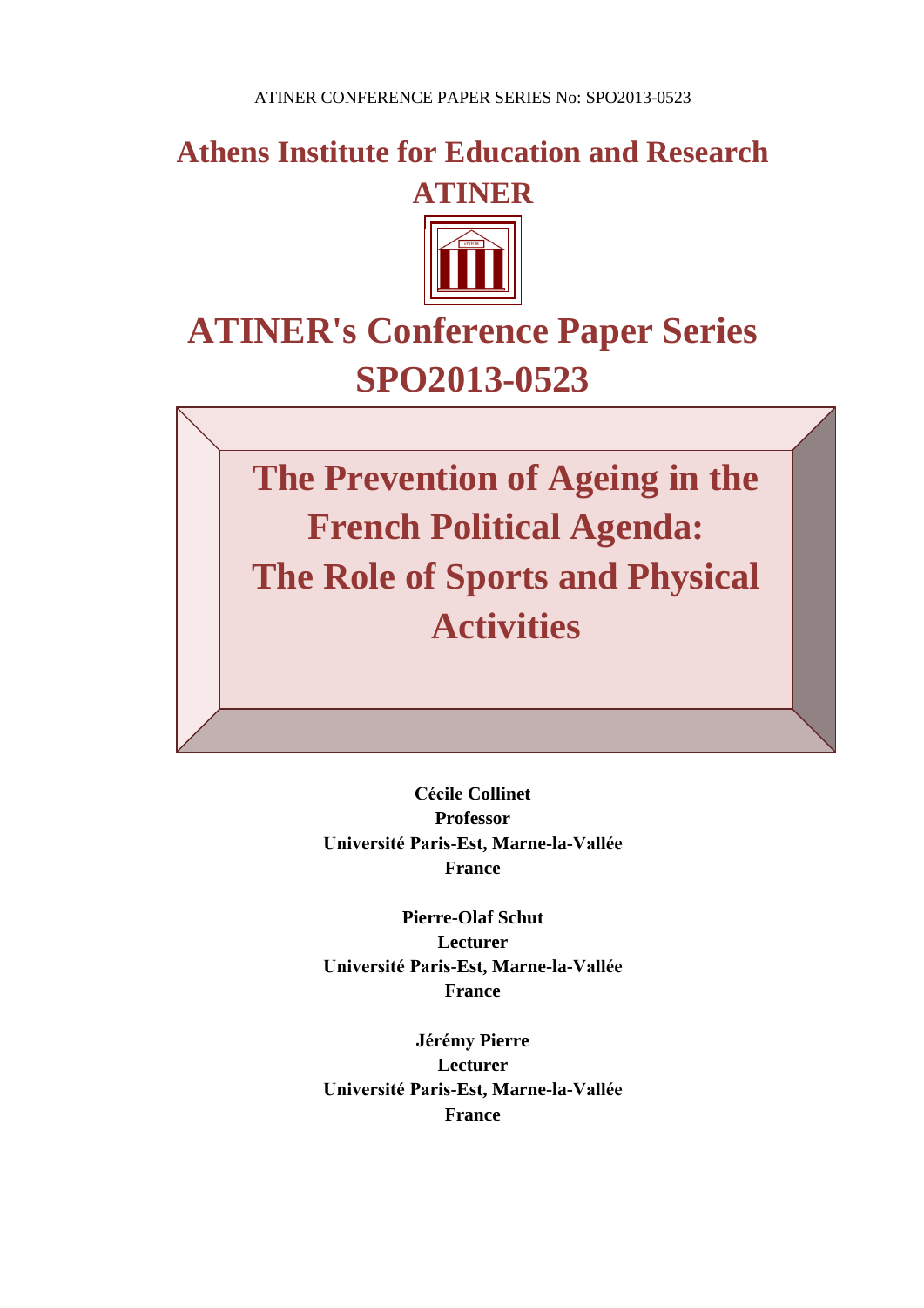ATINER CONFERENCE PAPER SERIES No: SPO2013-0523

# Athens Institute for Education and Research ATINER

# ATINER's Conference Paper Series SPO2013-0523

# The Prevention of Ageing in the French Political Agenda: The Role of Sports and Physical Activities

**Cécile Collinet**
**Professor**
**Université Paris-Est, Marne-la-Vallée**
**France**

**Pierre-Olaf Schut**
**Lecturer**
**Université Paris-Est, Marne-la-Vallée**
**France**

**Jérémy Pierre**
**Lecturer**
**Université Paris-Est, Marne-la-Vallée**
**France**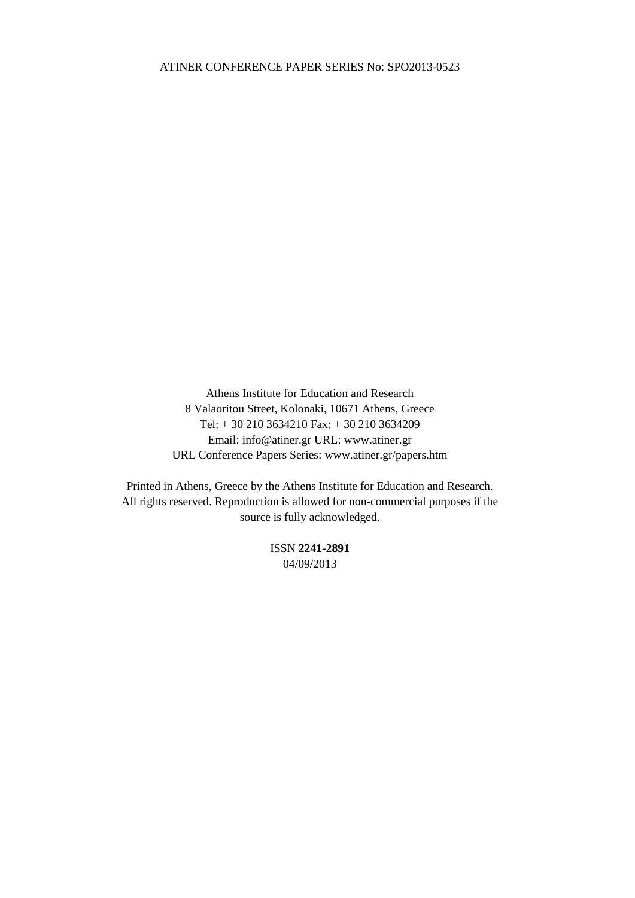Athens Institute for Education and Research
8 Valaoritou Street, Kolonaki, 10671 Athens, Greece
Tel: + 30 210 3634210 Fax: + 30 210 3634209
Email: info@atiner.gr URL: www.atiner.gr
URL Conference Papers Series: www.atiner.gr/papers.htm

Printed in Athens, Greece by the Athens Institute for Education and Research.
All rights reserved. Reproduction is allowed for non-commercial purposes if the source is fully acknowledged.

ISSN **2241-2891**
04/09/2013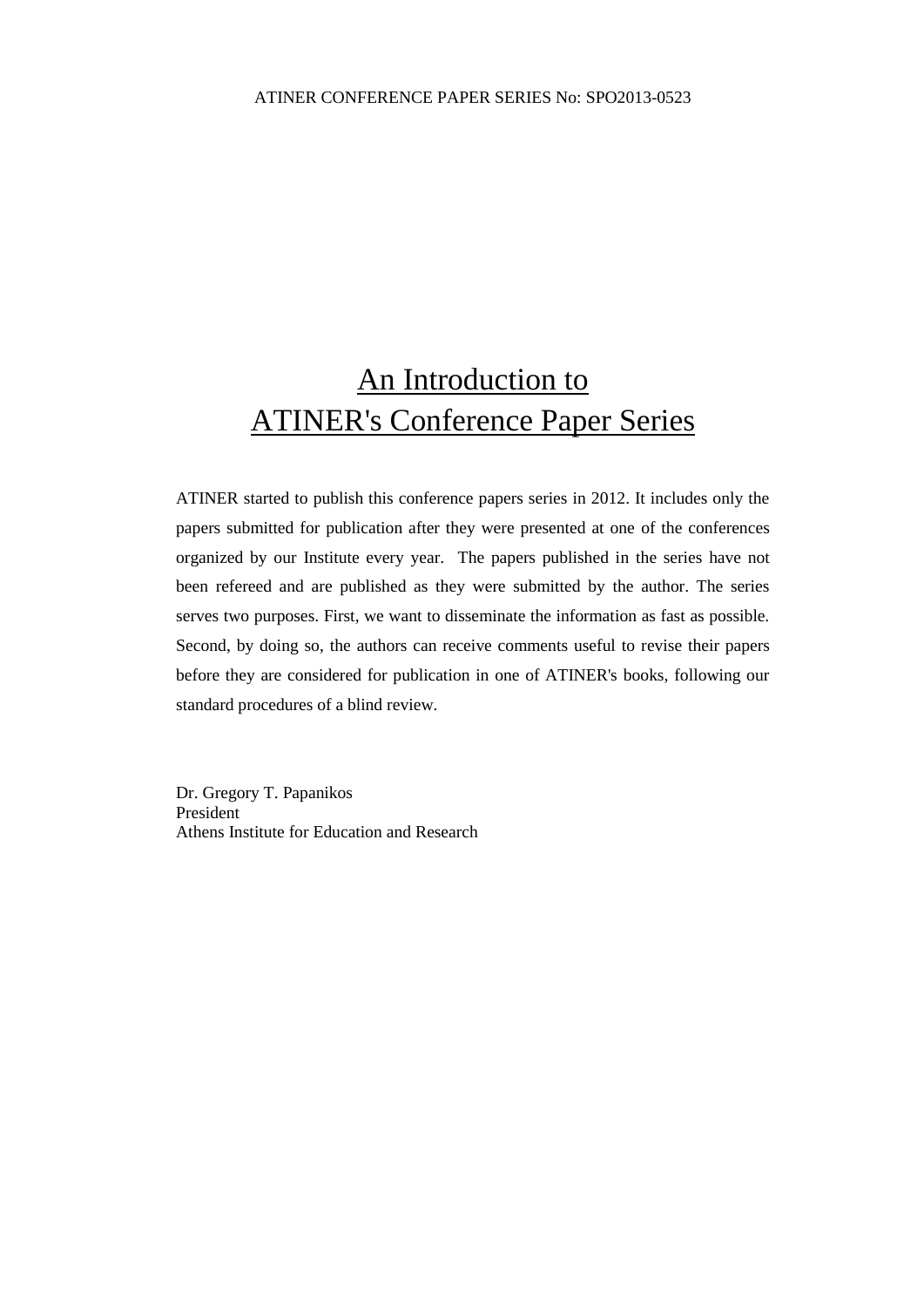# An Introduction to ATINER's Conference Paper Series

ATINER started to publish this conference papers series in 2012. It includes only the papers submitted for publication after they were presented at one of the conferences organized by our Institute every year. The papers published in the series have not been refereed and are published as they were submitted by the author. The series serves two purposes. First, we want to disseminate the information as fast as possible. Second, by doing so, the authors can receive comments useful to revise their papers before they are considered for publication in one of ATINER's books, following our standard procedures of a blind review.

Dr. Gregory T. Papanikos  
President  
Athens Institute for Education and Research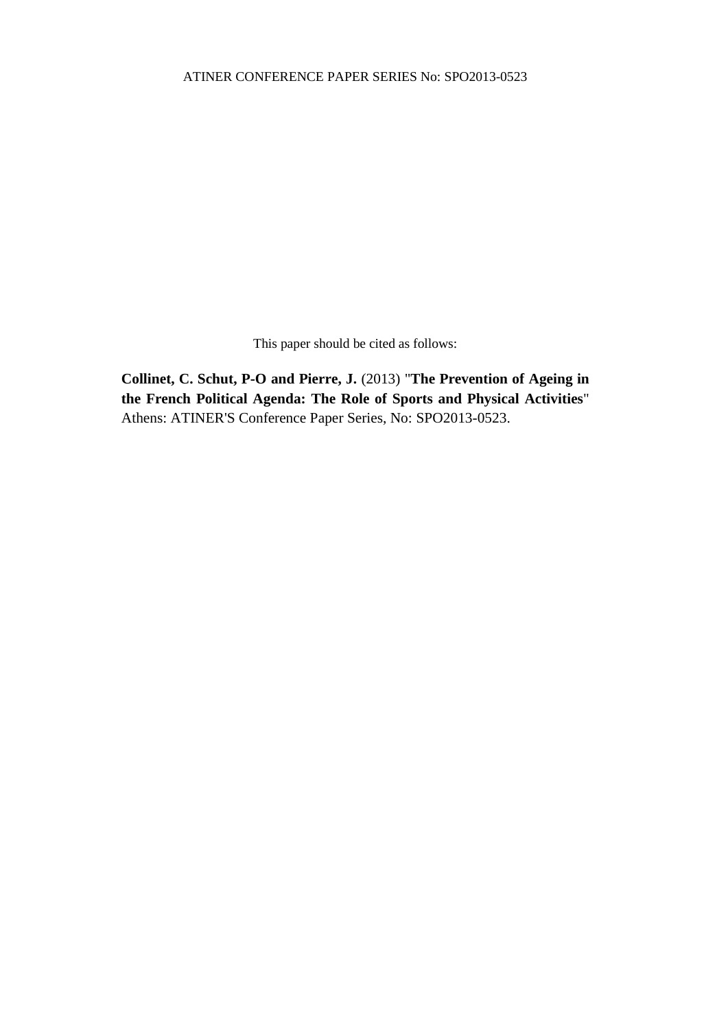This paper should be cited as follows:

**Collinet, C. Schut, P-O and Pierre, J.** (2013) "**The Prevention of Ageing in the French Political Agenda: The Role of Sports and Physical Activities**" Athens: ATINER'S Conference Paper Series, No: SPO2013-0523.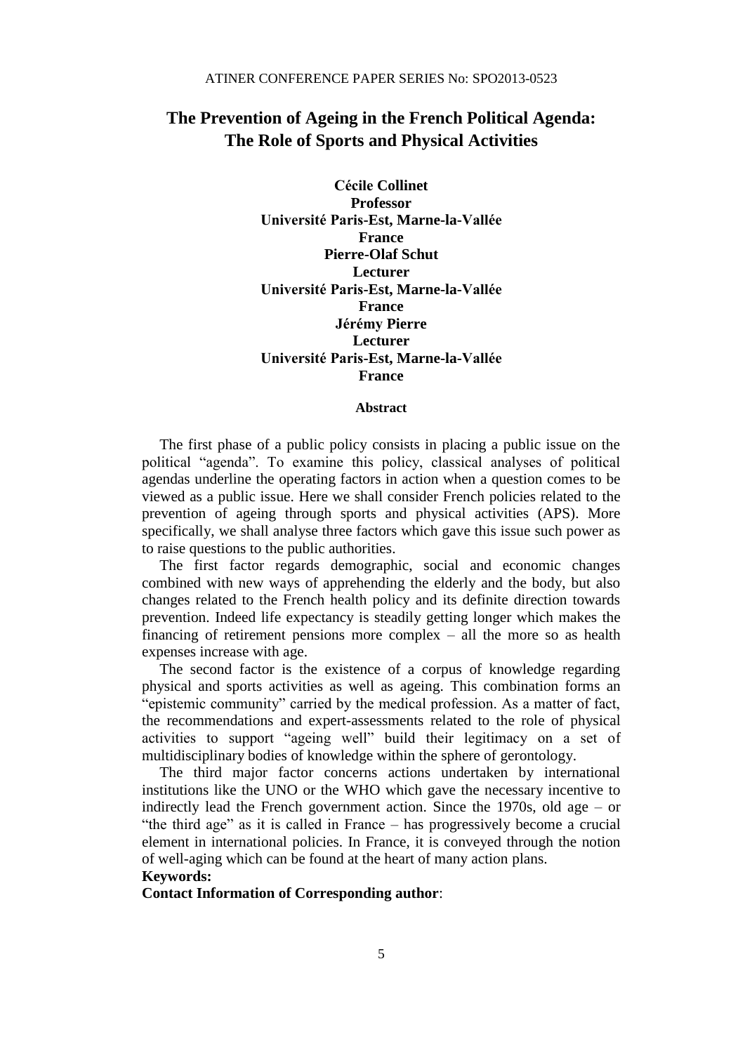# The Prevention of Ageing in the French Political Agenda: The Role of Sports and Physical Activities

**Cécile Collinet**
**Professor**
**Université Paris-Est, Marne-la-Vallée**
**France**

**Pierre-Olaf Schut**
**Lecturer**
**Université Paris-Est, Marne-la-Vallée**
**France**

**Jérémy Pierre**
**Lecturer**
**Université Paris-Est, Marne-la-Vallée**
**France**

**Abstract**

The first phase of a public policy consists in placing a public issue on the political "agenda". To examine this policy, classical analyses of political agendas underline the operating factors in action when a question comes to be viewed as a public issue. Here we shall consider French policies related to the prevention of ageing through sports and physical activities (APS). More specifically, we shall analyse three factors which gave this issue such power as to raise questions to the public authorities.

The first factor regards demographic, social and economic changes combined with new ways of apprehending the elderly and the body, but also changes related to the French health policy and its definite direction towards prevention. Indeed life expectancy is steadily getting longer which makes the financing of retirement pensions more complex – all the more so as health expenses increase with age.

The second factor is the existence of a corpus of knowledge regarding physical and sports activities as well as ageing. This combination forms an "epistemic community" carried by the medical profession. As a matter of fact, the recommendations and expert-assessments related to the role of physical activities to support "ageing well" build their legitimacy on a set of multidisciplinary bodies of knowledge within the sphere of gerontology.

The third major factor concerns actions undertaken by international institutions like the UNO or the WHO which gave the necessary incentive to indirectly lead the French government action. Since the 1970s, old age – or "the third age" as it is called in France – has progressively become a crucial element in international policies. In France, it is conveyed through the notion of well-aging which can be found at the heart of many action plans.

**Keywords:**

**Contact Information of Corresponding author**: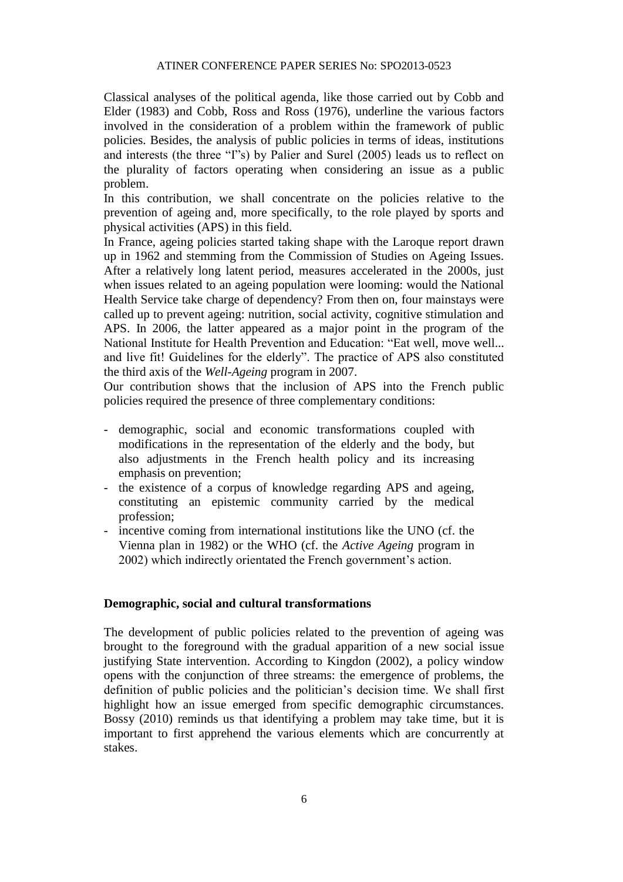Classical analyses of the political agenda, like those carried out by Cobb and Elder (1983) and Cobb, Ross and Ross (1976), underline the various factors involved in the consideration of a problem within the framework of public policies. Besides, the analysis of public policies in terms of ideas, institutions and interests (the three "I"s) by Palier and Surel (2005) leads us to reflect on the plurality of factors operating when considering an issue as a public problem.

In this contribution, we shall concentrate on the policies relative to the prevention of ageing and, more specifically, to the role played by sports and physical activities (APS) in this field.

In France, ageing policies started taking shape with the Laroque report drawn up in 1962 and stemming from the Commission of Studies on Ageing Issues. After a relatively long latent period, measures accelerated in the 2000s, just when issues related to an ageing population were looming: would the National Health Service take charge of dependency? From then on, four mainstays were called up to prevent ageing: nutrition, social activity, cognitive stimulation and APS. In 2006, the latter appeared as a major point in the program of the National Institute for Health Prevention and Education: "Eat well, move well... and live fit! Guidelines for the elderly". The practice of APS also constituted the third axis of the *Well-Ageing* program in 2007.

Our contribution shows that the inclusion of APS into the French public policies required the presence of three complementary conditions:

- demographic, social and economic transformations coupled with modifications in the representation of the elderly and the body, but also adjustments in the French health policy and its increasing emphasis on prevention;
- the existence of a corpus of knowledge regarding APS and ageing, constituting an epistemic community carried by the medical profession;
- incentive coming from international institutions like the UNO (cf. the Vienna plan in 1982) or the WHO (cf. the *Active Ageing* program in 2002) which indirectly orientated the French government's action.

## Demographic, social and cultural transformations

The development of public policies related to the prevention of ageing was brought to the foreground with the gradual apparition of a new social issue justifying State intervention. According to Kingdon (2002), a policy window opens with the conjunction of three streams: the emergence of problems, the definition of public policies and the politician's decision time. We shall first highlight how an issue emerged from specific demographic circumstances. Bossy (2010) reminds us that identifying a problem may take time, but it is important to first apprehend the various elements which are concurrently at stakes.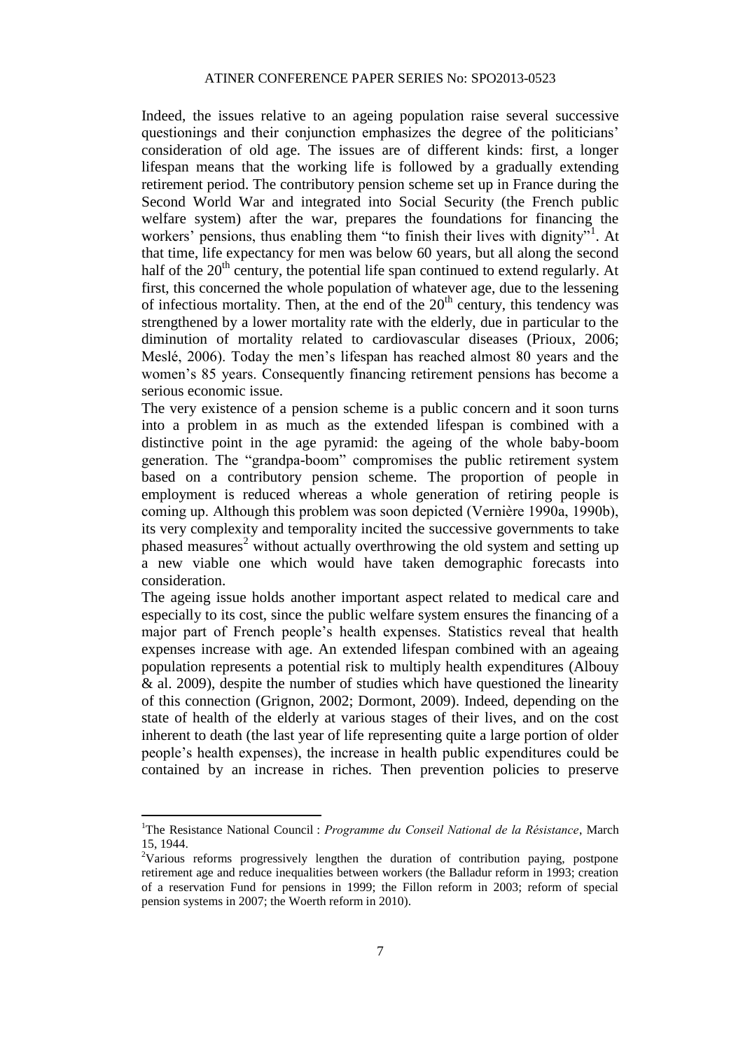Indeed, the issues relative to an ageing population raise several successive questionings and their conjunction emphasizes the degree of the politicians' consideration of old age. The issues are of different kinds: first, a longer lifespan means that the working life is followed by a gradually extending retirement period. The contributory pension scheme set up in France during the Second World War and integrated into Social Security (the French public welfare system) after the war, prepares the foundations for financing the workers' pensions, thus enabling them "to finish their lives with dignity"[1]. At that time, life expectancy for men was below 60 years, but all along the second half of the 20th century, the potential life span continued to extend regularly. At first, this concerned the whole population of whatever age, due to the lessening of infectious mortality. Then, at the end of the 20th century, this tendency was strengthened by a lower mortality rate with the elderly, due in particular to the diminution of mortality related to cardiovascular diseases (Prioux, 2006; Meslé, 2006). Today the men's lifespan has reached almost 80 years and the women's 85 years. Consequently financing retirement pensions has become a serious economic issue.

The very existence of a pension scheme is a public concern and it soon turns into a problem in as much as the extended lifespan is combined with a distinctive point in the age pyramid: the ageing of the whole baby-boom generation. The "grandpa-boom" compromises the public retirement system based on a contributory pension scheme. The proportion of people in employment is reduced whereas a whole generation of retiring people is coming up. Although this problem was soon depicted (Vernière 1990a, 1990b), its very complexity and temporality incited the successive governments to take phased measures[2] without actually overthrowing the old system and setting up a new viable one which would have taken demographic forecasts into consideration.

The ageing issue holds another important aspect related to medical care and especially to its cost, since the public welfare system ensures the financing of a major part of French people's health expenses. Statistics reveal that health expenses increase with age. An extended lifespan combined with an ageaing population represents a potential risk to multiply health expenditures (Albouy & al. 2009), despite the number of studies which have questioned the linearity of this connection (Grignon, 2002; Dormont, 2009). Indeed, depending on the state of health of the elderly at various stages of their lives, and on the cost inherent to death (the last year of life representing quite a large portion of older people's health expenses), the increase in health public expenditures could be contained by an increase in riches. Then prevention policies to preserve

[1]The Resistance National Council : *Programme du Conseil National de la Résistance*, March 15, 1944.

[2]Various reforms progressively lengthen the duration of contribution paying, postpone retirement age and reduce inequalities between workers (the Balladur reform in 1993; creation of a reservation Fund for pensions in 1999; the Fillon reform in 2003; reform of special pension systems in 2007; the Woerth reform in 2010).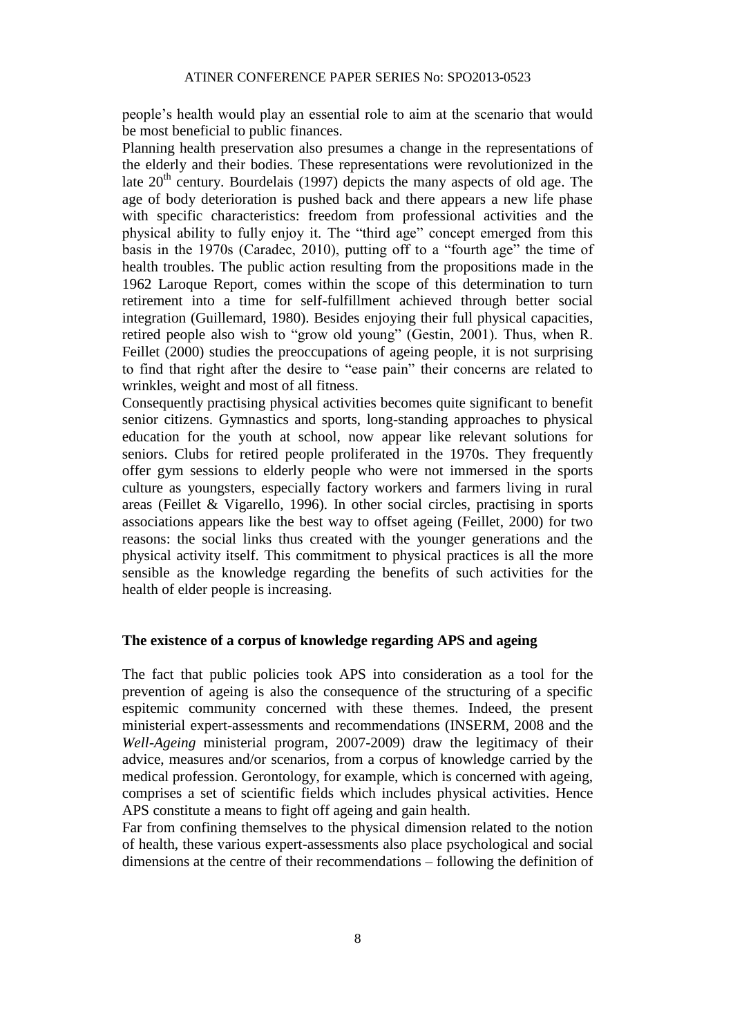people's health would play an essential role to aim at the scenario that would be most beneficial to public finances.

Planning health preservation also presumes a change in the representations of the elderly and their bodies. These representations were revolutionized in the late 20th century. Bourdelais (1997) depicts the many aspects of old age. The age of body deterioration is pushed back and there appears a new life phase with specific characteristics: freedom from professional activities and the physical ability to fully enjoy it. The "third age" concept emerged from this basis in the 1970s (Caradec, 2010), putting off to a "fourth age" the time of health troubles. The public action resulting from the propositions made in the 1962 Laroque Report, comes within the scope of this determination to turn retirement into a time for self-fulfillment achieved through better social integration (Guillemard, 1980). Besides enjoying their full physical capacities, retired people also wish to "grow old young" (Gestin, 2001). Thus, when R. Feillet (2000) studies the preoccupations of ageing people, it is not surprising to find that right after the desire to "ease pain" their concerns are related to wrinkles, weight and most of all fitness.

Consequently practising physical activities becomes quite significant to benefit senior citizens. Gymnastics and sports, long-standing approaches to physical education for the youth at school, now appear like relevant solutions for seniors. Clubs for retired people proliferated in the 1970s. They frequently offer gym sessions to elderly people who were not immersed in the sports culture as youngsters, especially factory workers and farmers living in rural areas (Feillet & Vigarello, 1996). In other social circles, practising in sports associations appears like the best way to offset ageing (Feillet, 2000) for two reasons: the social links thus created with the younger generations and the physical activity itself. This commitment to physical practices is all the more sensible as the knowledge regarding the benefits of such activities for the health of elder people is increasing.

### The existence of a corpus of knowledge regarding APS and ageing

The fact that public policies took APS into consideration as a tool for the prevention of ageing is also the consequence of the structuring of a specific espitemic community concerned with these themes. Indeed, the present ministerial expert-assessments and recommendations (INSERM, 2008 and the *Well-Ageing* ministerial program, 2007-2009) draw the legitimacy of their advice, measures and/or scenarios, from a corpus of knowledge carried by the medical profession. Gerontology, for example, which is concerned with ageing, comprises a set of scientific fields which includes physical activities. Hence APS constitute a means to fight off ageing and gain health.

Far from confining themselves to the physical dimension related to the notion of health, these various expert-assessments also place psychological and social dimensions at the centre of their recommendations – following the definition of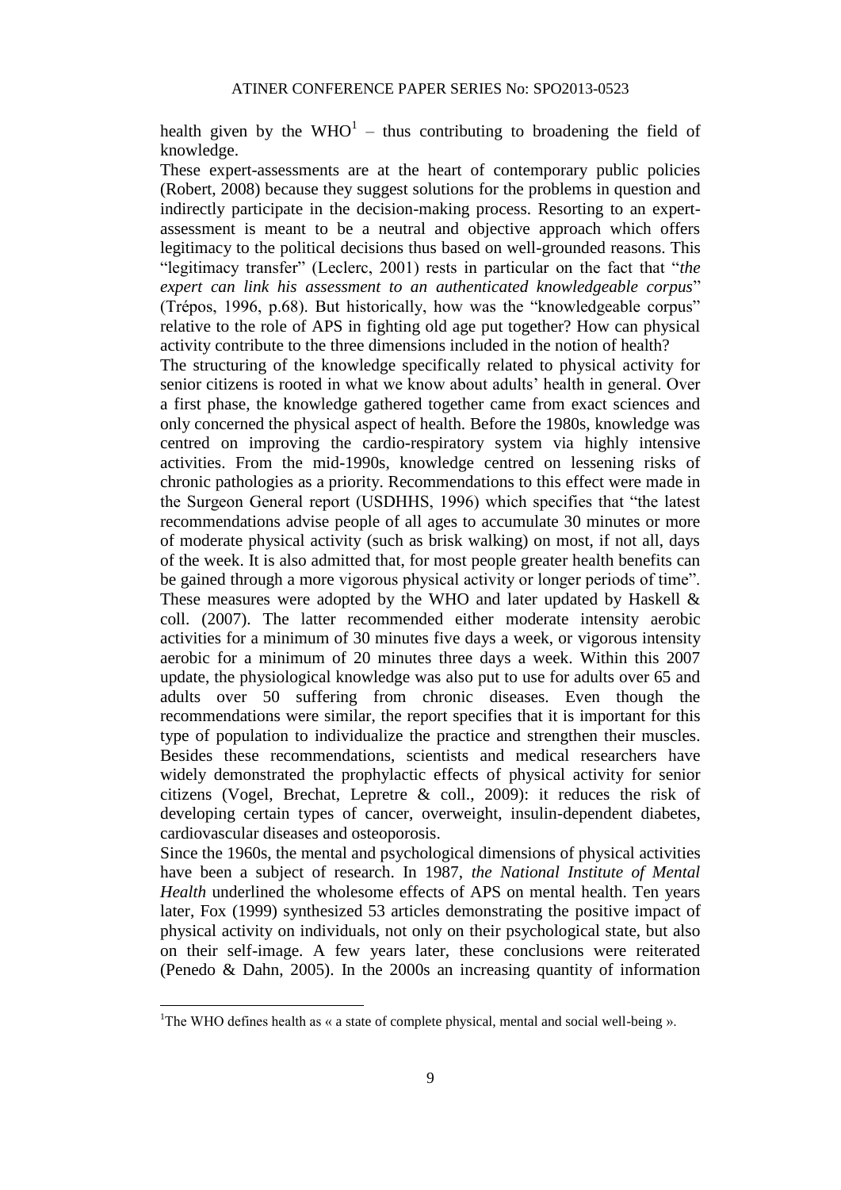health given by the WHO[1] – thus contributing to broadening the field of knowledge.

These expert-assessments are at the heart of contemporary public policies (Robert, 2008) because they suggest solutions for the problems in question and indirectly participate in the decision-making process. Resorting to an expert-assessment is meant to be a neutral and objective approach which offers legitimacy to the political decisions thus based on well-grounded reasons. This "legitimacy transfer" (Leclerc, 2001) rests in particular on the fact that "*the expert can link his assessment to an authenticated knowledgeable corpus*" (Trépos, 1996, p.68). But historically, how was the "knowledgeable corpus" relative to the role of APS in fighting old age put together? How can physical activity contribute to the three dimensions included in the notion of health?

The structuring of the knowledge specifically related to physical activity for senior citizens is rooted in what we know about adults' health in general. Over a first phase, the knowledge gathered together came from exact sciences and only concerned the physical aspect of health. Before the 1980s, knowledge was centred on improving the cardio-respiratory system via highly intensive activities. From the mid-1990s, knowledge centred on lessening risks of chronic pathologies as a priority. Recommendations to this effect were made in the Surgeon General report (USDHHS, 1996) which specifies that "the latest recommendations advise people of all ages to accumulate 30 minutes or more of moderate physical activity (such as brisk walking) on most, if not all, days of the week. It is also admitted that, for most people greater health benefits can be gained through a more vigorous physical activity or longer periods of time". These measures were adopted by the WHO and later updated by Haskell & coll. (2007). The latter recommended either moderate intensity aerobic activities for a minimum of 30 minutes five days a week, or vigorous intensity aerobic for a minimum of 20 minutes three days a week. Within this 2007 update, the physiological knowledge was also put to use for adults over 65 and adults over 50 suffering from chronic diseases. Even though the recommendations were similar, the report specifies that it is important for this type of population to individualize the practice and strengthen their muscles. Besides these recommendations, scientists and medical researchers have widely demonstrated the prophylactic effects of physical activity for senior citizens (Vogel, Brechat, Lepretre & coll., 2009): it reduces the risk of developing certain types of cancer, overweight, insulin-dependent diabetes, cardiovascular diseases and osteoporosis.

Since the 1960s, the mental and psychological dimensions of physical activities have been a subject of research. In 1987, *the National Institute of Mental Health* underlined the wholesome effects of APS on mental health. Ten years later, Fox (1999) synthesized 53 articles demonstrating the positive impact of physical activity on individuals, not only on their psychological state, but also on their self-image. A few years later, these conclusions were reiterated (Penedo & Dahn, 2005). In the 2000s an increasing quantity of information

[1]The WHO defines health as « a state of complete physical, mental and social well-being ».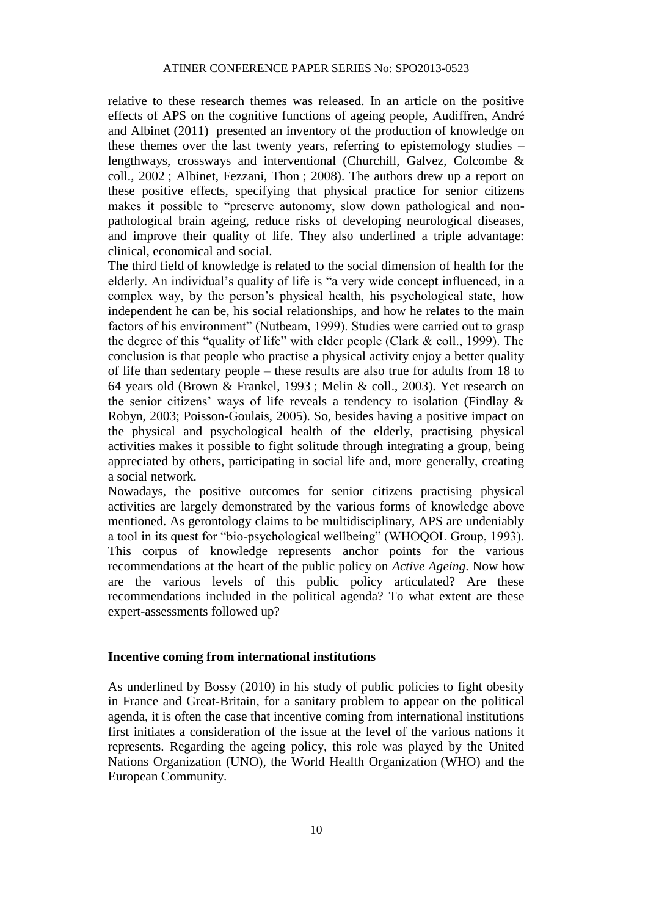relative to these research themes was released. In an article on the positive effects of APS on the cognitive functions of ageing people, Audiffren, André and Albinet (2011) presented an inventory of the production of knowledge on these themes over the last twenty years, referring to epistemology studies – lengthways, crossways and interventional (Churchill, Galvez, Colcombe & coll., 2002 ; Albinet, Fezzani, Thon ; 2008). The authors drew up a report on these positive effects, specifying that physical practice for senior citizens makes it possible to "preserve autonomy, slow down pathological and non-pathological brain ageing, reduce risks of developing neurological diseases, and improve their quality of life. They also underlined a triple advantage: clinical, economical and social.

The third field of knowledge is related to the social dimension of health for the elderly. An individual's quality of life is "a very wide concept influenced, in a complex way, by the person's physical health, his psychological state, how independent he can be, his social relationships, and how he relates to the main factors of his environment" (Nutbeam, 1999). Studies were carried out to grasp the degree of this "quality of life" with elder people (Clark & coll., 1999). The conclusion is that people who practise a physical activity enjoy a better quality of life than sedentary people – these results are also true for adults from 18 to 64 years old (Brown & Frankel, 1993 ; Melin & coll., 2003). Yet research on the senior citizens' ways of life reveals a tendency to isolation (Findlay & Robyn, 2003; Poisson-Goulais, 2005). So, besides having a positive impact on the physical and psychological health of the elderly, practising physical activities makes it possible to fight solitude through integrating a group, being appreciated by others, participating in social life and, more generally, creating a social network.

Nowadays, the positive outcomes for senior citizens practising physical activities are largely demonstrated by the various forms of knowledge above mentioned. As gerontology claims to be multidisciplinary, APS are undeniably a tool in its quest for "bio-psychological wellbeing" (WHOQOL Group, 1993). This corpus of knowledge represents anchor points for the various recommendations at the heart of the public policy on *Active Ageing*. Now how are the various levels of this public policy articulated? Are these recommendations included in the political agenda? To what extent are these expert-assessments followed up?

## Incentive coming from international institutions

As underlined by Bossy (2010) in his study of public policies to fight obesity in France and Great-Britain, for a sanitary problem to appear on the political agenda, it is often the case that incentive coming from international institutions first initiates a consideration of the issue at the level of the various nations it represents. Regarding the ageing policy, this role was played by the United Nations Organization (UNO), the World Health Organization (WHO) and the European Community.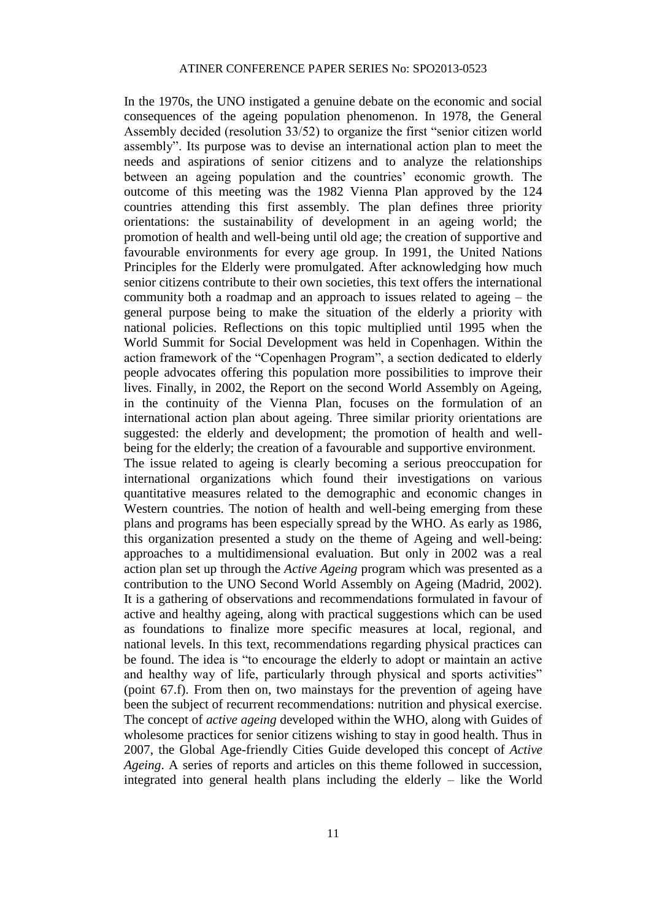In the 1970s, the UNO instigated a genuine debate on the economic and social consequences of the ageing population phenomenon. In 1978, the General Assembly decided (resolution 33/52) to organize the first "senior citizen world assembly". Its purpose was to devise an international action plan to meet the needs and aspirations of senior citizens and to analyze the relationships between an ageing population and the countries' economic growth. The outcome of this meeting was the 1982 Vienna Plan approved by the 124 countries attending this first assembly. The plan defines three priority orientations: the sustainability of development in an ageing world; the promotion of health and well-being until old age; the creation of supportive and favourable environments for every age group. In 1991, the United Nations Principles for the Elderly were promulgated. After acknowledging how much senior citizens contribute to their own societies, this text offers the international community both a roadmap and an approach to issues related to ageing – the general purpose being to make the situation of the elderly a priority with national policies. Reflections on this topic multiplied until 1995 when the World Summit for Social Development was held in Copenhagen. Within the action framework of the "Copenhagen Program", a section dedicated to elderly people advocates offering this population more possibilities to improve their lives. Finally, in 2002, the Report on the second World Assembly on Ageing, in the continuity of the Vienna Plan, focuses on the formulation of an international action plan about ageing. Three similar priority orientations are suggested: the elderly and development; the promotion of health and well-being for the elderly; the creation of a favourable and supportive environment.
The issue related to ageing is clearly becoming a serious preoccupation for international organizations which found their investigations on various quantitative measures related to the demographic and economic changes in Western countries. The notion of health and well-being emerging from these plans and programs has been especially spread by the WHO. As early as 1986, this organization presented a study on the theme of Ageing and well-being: approaches to a multidimensional evaluation. But only in 2002 was a real action plan set up through the *Active Ageing* program which was presented as a contribution to the UNO Second World Assembly on Ageing (Madrid, 2002). It is a gathering of observations and recommendations formulated in favour of active and healthy ageing, along with practical suggestions which can be used as foundations to finalize more specific measures at local, regional, and national levels. In this text, recommendations regarding physical practices can be found. The idea is "to encourage the elderly to adopt or maintain an active and healthy way of life, particularly through physical and sports activities" (point 67.f). From then on, two mainstays for the prevention of ageing have been the subject of recurrent recommendations: nutrition and physical exercise. The concept of *active ageing* developed within the WHO, along with Guides of wholesome practices for senior citizens wishing to stay in good health. Thus in 2007, the Global Age-friendly Cities Guide developed this concept of *Active Ageing*. A series of reports and articles on this theme followed in succession, integrated into general health plans including the elderly – like the World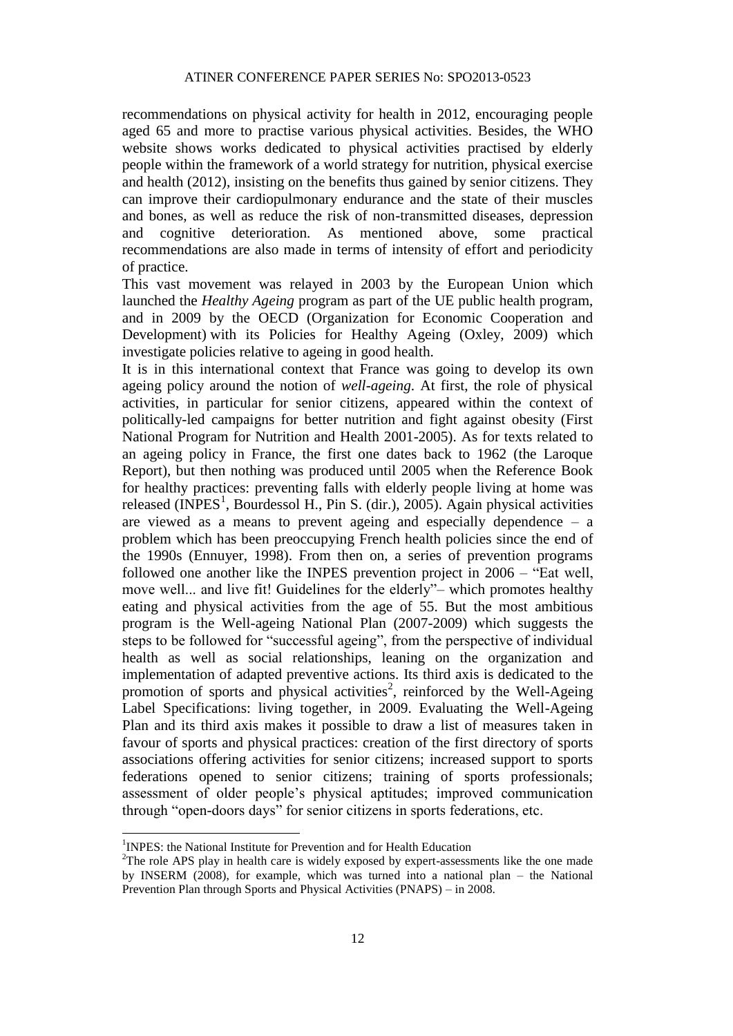recommendations on physical activity for health in 2012, encouraging people aged 65 and more to practise various physical activities. Besides, the WHO website shows works dedicated to physical activities practised by elderly people within the framework of a world strategy for nutrition, physical exercise and health (2012), insisting on the benefits thus gained by senior citizens. They can improve their cardiopulmonary endurance and the state of their muscles and bones, as well as reduce the risk of non-transmitted diseases, depression and cognitive deterioration. As mentioned above, some practical recommendations are also made in terms of intensity of effort and periodicity of practice.

This vast movement was relayed in 2003 by the European Union which launched the *Healthy Ageing* program as part of the UE public health program, and in 2009 by the OECD (Organization for Economic Cooperation and Development) with its Policies for Healthy Ageing (Oxley, 2009) which investigate policies relative to ageing in good health.

It is in this international context that France was going to develop its own ageing policy around the notion of *well-ageing*. At first, the role of physical activities, in particular for senior citizens, appeared within the context of politically-led campaigns for better nutrition and fight against obesity (First National Program for Nutrition and Health 2001-2005). As for texts related to an ageing policy in France, the first one dates back to 1962 (the Laroque Report), but then nothing was produced until 2005 when the Reference Book for healthy practices: preventing falls with elderly people living at home was released (INPES[1], Bourdessol H., Pin S. (dir.), 2005). Again physical activities are viewed as a means to prevent ageing and especially dependence – a problem which has been preoccupying French health policies since the end of the 1990s (Ennuyer, 1998). From then on, a series of prevention programs followed one another like the INPES prevention project in 2006 – "Eat well, move well... and live fit! Guidelines for the elderly"– which promotes healthy eating and physical activities from the age of 55. But the most ambitious program is the Well-ageing National Plan (2007-2009) which suggests the steps to be followed for "successful ageing", from the perspective of individual health as well as social relationships, leaning on the organization and implementation of adapted preventive actions. Its third axis is dedicated to the promotion of sports and physical activities[2], reinforced by the Well-Ageing Label Specifications: living together, in 2009. Evaluating the Well-Ageing Plan and its third axis makes it possible to draw a list of measures taken in favour of sports and physical practices: creation of the first directory of sports associations offering activities for senior citizens; increased support to sports federations opened to senior citizens; training of sports professionals; assessment of older people's physical aptitudes; improved communication through "open-doors days" for senior citizens in sports federations, etc.

---

[1] INPES: the National Institute for Prevention and for Health Education

[2] The role APS play in health care is widely exposed by expert-assessments like the one made by INSERM (2008), for example, which was turned into a national plan – the National Prevention Plan through Sports and Physical Activities (PNAPS) – in 2008.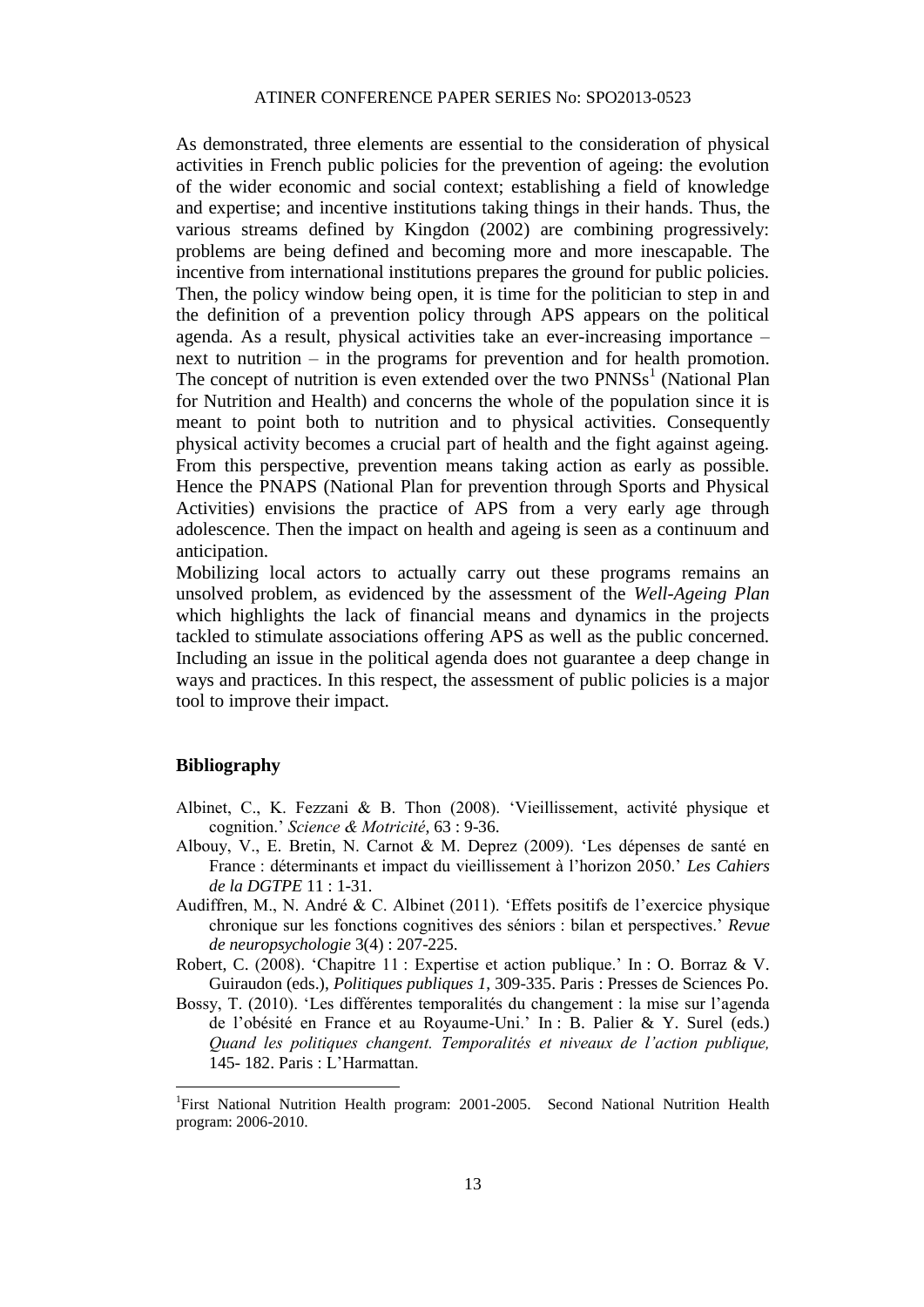As demonstrated, three elements are essential to the consideration of physical activities in French public policies for the prevention of ageing: the evolution of the wider economic and social context; establishing a field of knowledge and expertise; and incentive institutions taking things in their hands. Thus, the various streams defined by Kingdon (2002) are combining progressively: problems are being defined and becoming more and more inescapable. The incentive from international institutions prepares the ground for public policies. Then, the policy window being open, it is time for the politician to step in and the definition of a prevention policy through APS appears on the political agenda. As a result, physical activities take an ever-increasing importance – next to nutrition – in the programs for prevention and for health promotion. The concept of nutrition is even extended over the two PNNSs[1] (National Plan for Nutrition and Health) and concerns the whole of the population since it is meant to point both to nutrition and to physical activities. Consequently physical activity becomes a crucial part of health and the fight against ageing. From this perspective, prevention means taking action as early as possible. Hence the PNAPS (National Plan for prevention through Sports and Physical Activities) envisions the practice of APS from a very early age through adolescence. Then the impact on health and ageing is seen as a continuum and anticipation.

Mobilizing local actors to actually carry out these programs remains an unsolved problem, as evidenced by the assessment of the *Well-Ageing Plan* which highlights the lack of financial means and dynamics in the projects tackled to stimulate associations offering APS as well as the public concerned. Including an issue in the political agenda does not guarantee a deep change in ways and practices. In this respect, the assessment of public policies is a major tool to improve their impact.

## Bibliography

Albinet, C., K. Fezzani & B. Thon (2008). 'Vieillissement, activité physique et cognition.' *Science & Motricité*, 63 : 9-36.

Albouy, V., E. Bretin, N. Carnot & M. Deprez (2009). 'Les dépenses de santé en France : déterminants et impact du vieillissement à l'horizon 2050.' *Les Cahiers de la DGTPE* 11 : 1-31.

Audiffren, M., N. André & C. Albinet (2011). 'Effets positifs de l'exercice physique chronique sur les fonctions cognitives des séniors : bilan et perspectives.' *Revue de neuropsychologie* 3(4) : 207-225.

Robert, C. (2008). 'Chapitre 11 : Expertise et action publique.' In : O. Borraz & V. Guiraudon (eds.), *Politiques publiques 1*, 309-335. Paris : Presses de Sciences Po.

Bossy, T. (2010). 'Les différentes temporalités du changement : la mise sur l'agenda de l'obésité en France et au Royaume-Uni.' In : B. Palier & Y. Surel (eds.) *Quand les politiques changent. Temporalités et niveaux de l'action publique,* 145- 182. Paris : L'Harmattan.

[1]First National Nutrition Health program: 2001-2005. Second National Nutrition Health program: 2006-2010.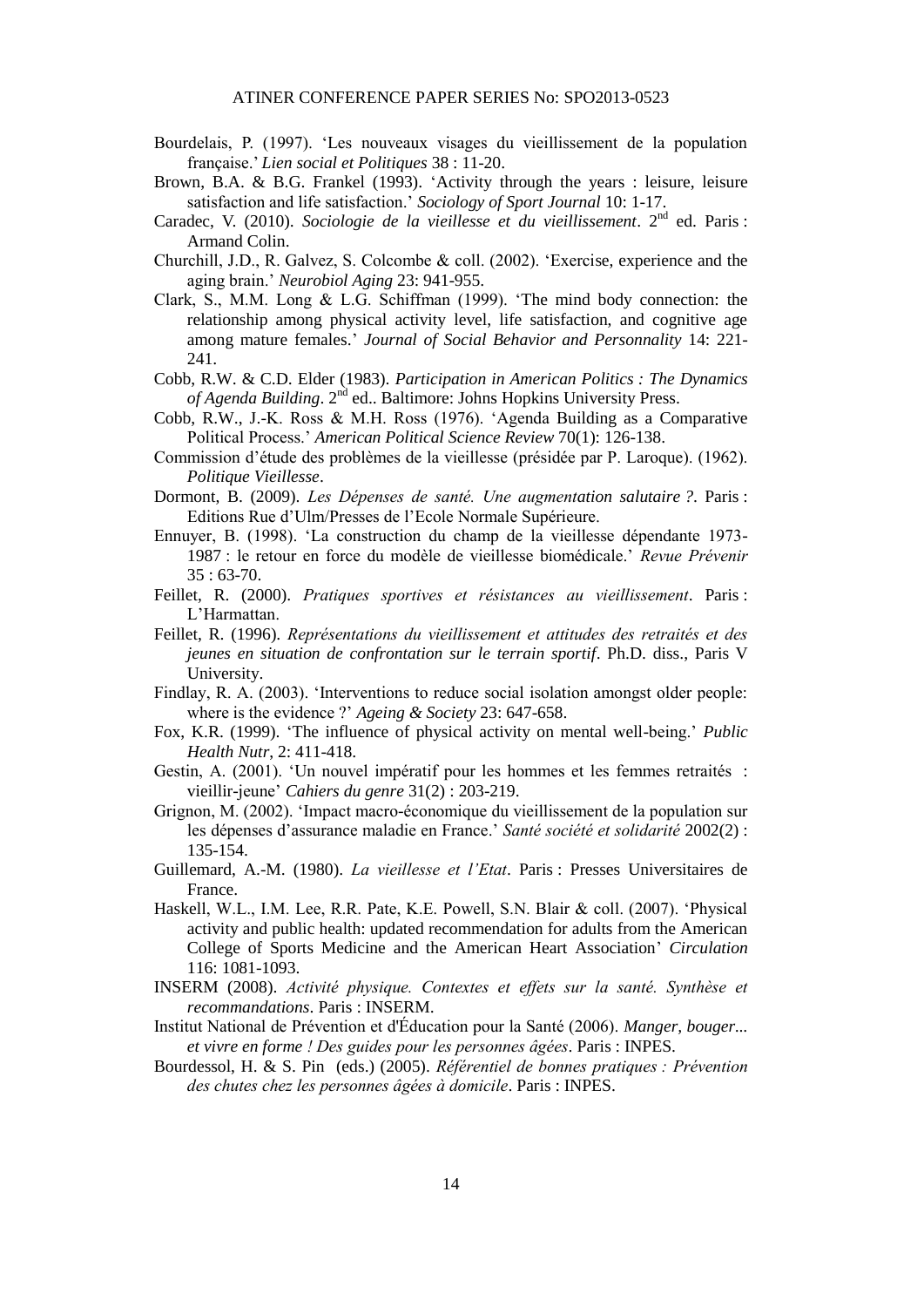Bourdelais, P. (1997). 'Les nouveaux visages du vieillissement de la population française.' *Lien social et Politiques* 38 : 11-20.

Brown, B.A. & B.G. Frankel (1993). 'Activity through the years : leisure, leisure satisfaction and life satisfaction.' *Sociology of Sport Journal* 10: 1-17.

Caradec, V. (2010). *Sociologie de la vieillesse et du vieillissement*. 2nd ed. Paris : Armand Colin.

Churchill, J.D., R. Galvez, S. Colcombe & coll. (2002). 'Exercise, experience and the aging brain.' *Neurobiol Aging* 23: 941-955.

Clark, S., M.M. Long & L.G. Schiffman (1999). 'The mind body connection: the relationship among physical activity level, life satisfaction, and cognitive age among mature females.' *Journal of Social Behavior and Personnality* 14: 221-241.

Cobb, R.W. & C.D. Elder (1983). *Participation in American Politics : The Dynamics of Agenda Building*. 2nd ed.. Baltimore: Johns Hopkins University Press.

Cobb, R.W., J.-K. Ross & M.H. Ross (1976). 'Agenda Building as a Comparative Political Process.' *American Political Science Review* 70(1): 126-138.

Commission d'étude des problèmes de la vieillesse (présidée par P. Laroque). (1962). *Politique Vieillesse*.

Dormont, B. (2009). *Les Dépenses de santé. Une augmentation salutaire ?*. Paris : Editions Rue d'Ulm/Presses de l'Ecole Normale Supérieure.

Ennuyer, B. (1998). 'La construction du champ de la vieillesse dépendante 1973-1987 : le retour en force du modèle de vieillesse biomédicale.' *Revue Prévenir* 35 : 63-70.

Feillet, R. (2000). *Pratiques sportives et résistances au vieillissement*. Paris : L'Harmattan.

Feillet, R. (1996). *Représentations du vieillissement et attitudes des retraités et des jeunes en situation de confrontation sur le terrain sportif*. Ph.D. diss., Paris V University.

Findlay, R. A. (2003). 'Interventions to reduce social isolation amongst older people: where is the evidence ?' *Ageing & Society* 23: 647-658.

Fox, K.R. (1999). 'The influence of physical activity on mental well-being.' *Public Health Nutr*, 2: 411-418.

Gestin, A. (2001). 'Un nouvel impératif pour les hommes et les femmes retraités : vieillir-jeune' *Cahiers du genre* 31(2) : 203-219.

Grignon, M. (2002). 'Impact macro-économique du vieillissement de la population sur les dépenses d'assurance maladie en France.' *Santé société et solidarité* 2002(2) : 135-154.

Guillemard, A.-M. (1980). *La vieillesse et l'Etat*. Paris : Presses Universitaires de France.

Haskell, W.L., I.M. Lee, R.R. Pate, K.E. Powell, S.N. Blair & coll. (2007). 'Physical activity and public health: updated recommendation for adults from the American College of Sports Medicine and the American Heart Association' *Circulation* 116: 1081-1093.

INSERM (2008). *Activité physique. Contextes et effets sur la santé. Synthèse et recommandations*. Paris : INSERM.

Institut National de Prévention et d'Éducation pour la Santé (2006). *Manger, bouger... et vivre en forme ! Des guides pour les personnes âgées*. Paris : INPES.

Bourdessol, H. & S. Pin (eds.) (2005). *Référentiel de bonnes pratiques : Prévention des chutes chez les personnes âgées à domicile*. Paris : INPES.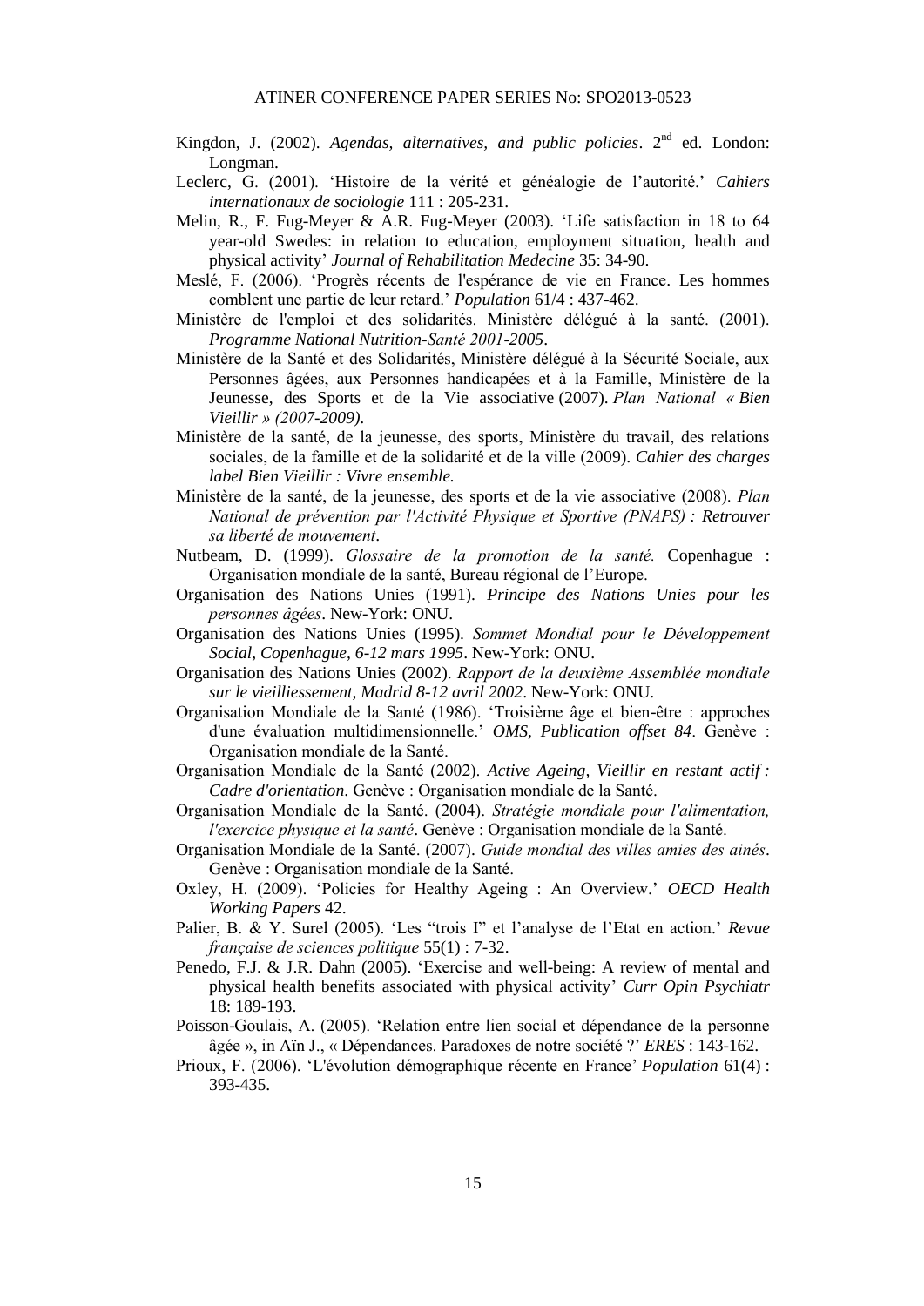Kingdon, J. (2002). *Agendas, alternatives, and public policies*. 2nd ed. London: Longman.

Leclerc, G. (2001). 'Histoire de la vérité et généalogie de l'autorité.' *Cahiers internationaux de sociologie* 111 : 205-231.

Melin, R., F. Fug-Meyer & A.R. Fug-Meyer (2003). 'Life satisfaction in 18 to 64 year-old Swedes: in relation to education, employment situation, health and physical activity' *Journal of Rehabilitation Medecine* 35: 34-90.

Meslé, F. (2006). 'Progrès récents de l'espérance de vie en France. Les hommes comblent une partie de leur retard.' *Population* 61/4 : 437-462.

Ministère de l'emploi et des solidarités. Ministère délégué à la santé. (2001). *Programme National Nutrition-Santé 2001-2005*.

Ministère de la Santé et des Solidarités, Ministère délégué à la Sécurité Sociale, aux Personnes âgées, aux Personnes handicapées et à la Famille, Ministère de la Jeunesse, des Sports et de la Vie associative (2007). *Plan National « Bien Vieillir » (2007-2009)*.

Ministère de la santé, de la jeunesse, des sports, Ministère du travail, des relations sociales, de la famille et de la solidarité et de la ville (2009). *Cahier des charges label Bien Vieillir : Vivre ensemble.*

Ministère de la santé, de la jeunesse, des sports et de la vie associative (2008). *Plan National de prévention par l'Activité Physique et Sportive (PNAPS) : Retrouver sa liberté de mouvement*.

Nutbeam, D. (1999). *Glossaire de la promotion de la santé.* Copenhague : Organisation mondiale de la santé, Bureau régional de l'Europe.

Organisation des Nations Unies (1991). *Principe des Nations Unies pour les personnes âgées*. New-York: ONU.

Organisation des Nations Unies (1995). *Sommet Mondial pour le Développement Social, Copenhague, 6-12 mars 1995*. New-York: ONU.

Organisation des Nations Unies (2002). *Rapport de la deuxième Assemblée mondiale sur le vieilliessement, Madrid 8-12 avril 2002*. New-York: ONU.

Organisation Mondiale de la Santé (1986). 'Troisième âge et bien-être : approches d'une évaluation multidimensionnelle.' *OMS, Publication offset 84*. Genève : Organisation mondiale de la Santé.

Organisation Mondiale de la Santé (2002). *Active Ageing, Vieillir en restant actif : Cadre d'orientation*. Genève : Organisation mondiale de la Santé.

Organisation Mondiale de la Santé. (2004). *Stratégie mondiale pour l'alimentation, l'exercice physique et la santé*. Genève : Organisation mondiale de la Santé.

Organisation Mondiale de la Santé. (2007). *Guide mondial des villes amies des ainés*. Genève : Organisation mondiale de la Santé.

Oxley, H. (2009). 'Policies for Healthy Ageing : An Overview.' *OECD Health Working Papers* 42.

Palier, B. & Y. Surel (2005). 'Les "trois I" et l'analyse de l'Etat en action.' *Revue française de sciences politique* 55(1) : 7-32.

Penedo, F.J. & J.R. Dahn (2005). 'Exercise and well-being: A review of mental and physical health benefits associated with physical activity' *Curr Opin Psychiatr* 18: 189-193.

Poisson-Goulais, A. (2005). 'Relation entre lien social et dépendance de la personne âgée », in Aïn J., « Dépendances. Paradoxes de notre société ?' *ERES* : 143-162.

Prioux, F. (2006). 'L'évolution démographique récente en France' *Population* 61(4) : 393-435.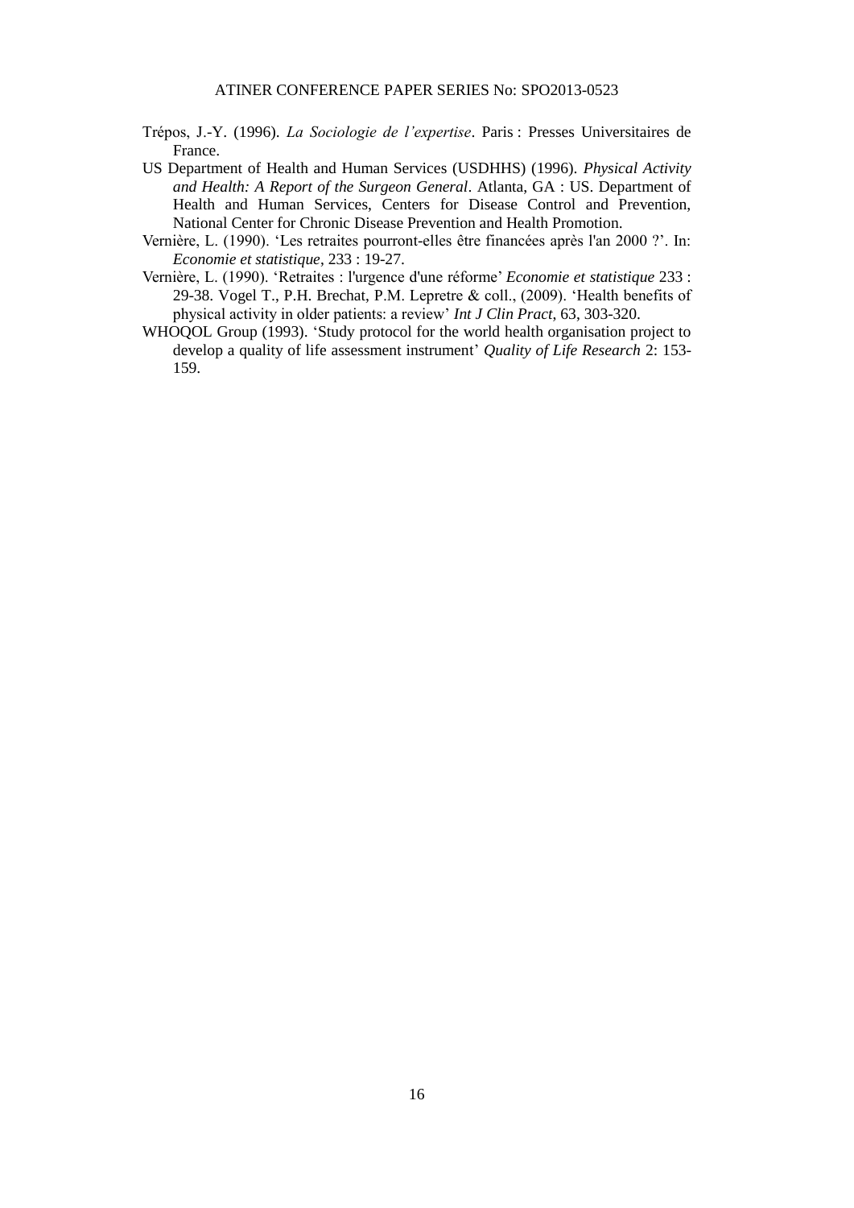Trépos, J.-Y. (1996). *La Sociologie de l'expertise*. Paris : Presses Universitaires de France.

US Department of Health and Human Services (USDHHS) (1996). *Physical Activity and Health: A Report of the Surgeon General*. Atlanta, GA : US. Department of Health and Human Services, Centers for Disease Control and Prevention, National Center for Chronic Disease Prevention and Health Promotion.

Vernière, L. (1990). 'Les retraites pourront-elles être financées après l'an 2000 ?'. In: *Economie et statistique*, 233 : 19-27.

Vernière, L. (1990). 'Retraites : l'urgence d'une réforme' *Economie et statistique* 233 : 29-38. Vogel T., P.H. Brechat, P.M. Lepretre & coll., (2009). 'Health benefits of physical activity in older patients: a review' *Int J Clin Pract*, 63, 303-320.

WHOQOL Group (1993). 'Study protocol for the world health organisation project to develop a quality of life assessment instrument' *Quality of Life Research* 2: 153-159.